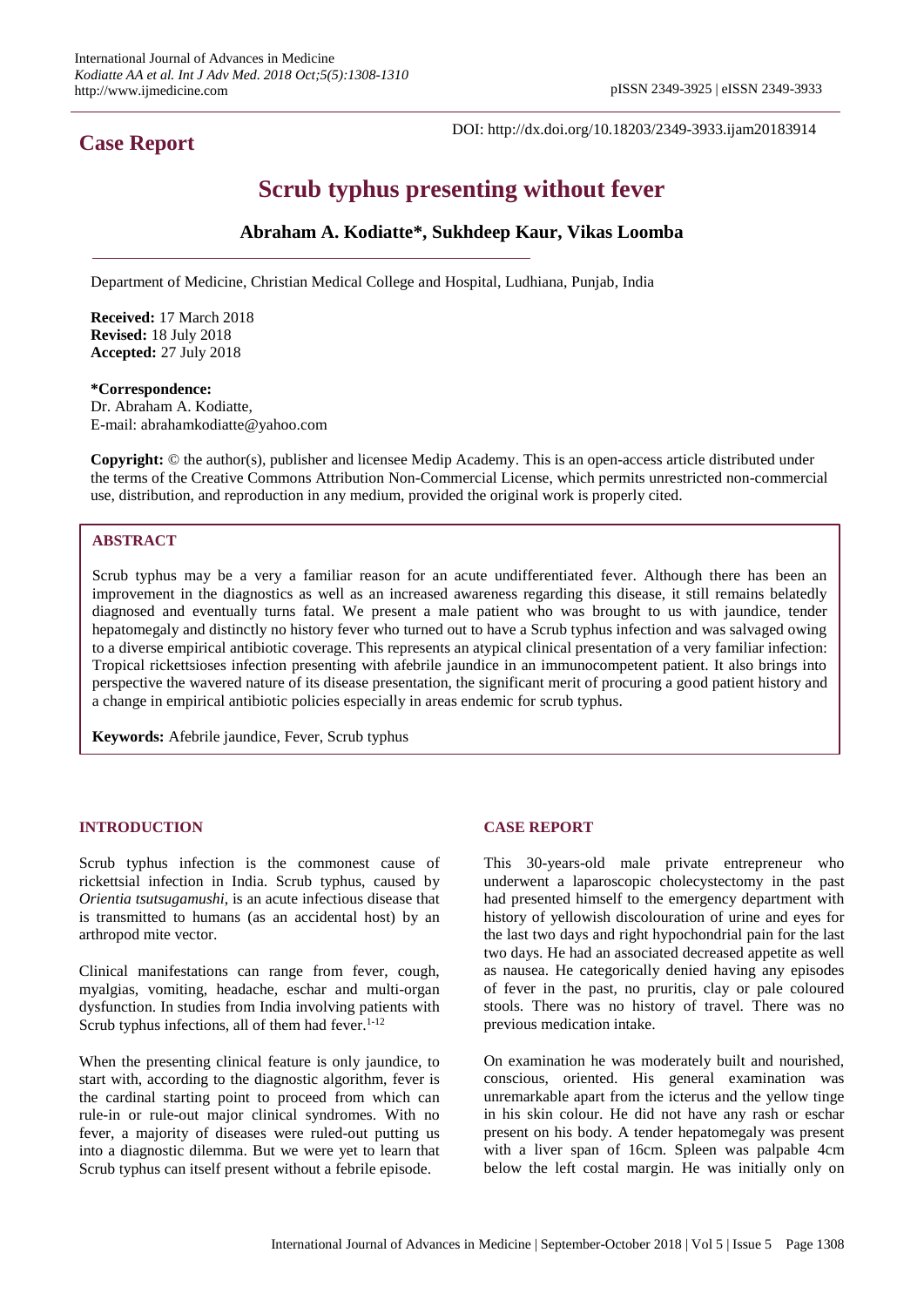# Case Report

DOI: http://dx.doi.org/10.18203/2349-3933.ijam20183914

# Scrub typhus presenting without fever

**Abraham A. Kodiatte\*, Sukhdeep Kaur, Vikas Loomba**

Department of Medicine, Christian Medical College and Hospital, Ludhiana, Punjab, India

**Received:** 17 March 2018
**Revised:** 18 July 2018
**Accepted:** 27 July 2018

**\*Correspondence:**
Dr. Abraham A. Kodiatte,
E-mail: abrahamkodiatte@yahoo.com

**Copyright:** © the author(s), publisher and licensee Medip Academy. This is an open-access article distributed under the terms of the Creative Commons Attribution Non-Commercial License, which permits unrestricted non-commercial use, distribution, and reproduction in any medium, provided the original work is properly cited.

## ABSTRACT

Scrub typhus may be a very a familiar reason for an acute undifferentiated fever. Although there has been an improvement in the diagnostics as well as an increased awareness regarding this disease, it still remains belatedly diagnosed and eventually turns fatal. We present a male patient who was brought to us with jaundice, tender hepatomegaly and distinctly no history fever who turned out to have a Scrub typhus infection and was salvaged owing to a diverse empirical antibiotic coverage. This represents an atypical clinical presentation of a very familiar infection: Tropical rickettsioses infection presenting with afebrile jaundice in an immunocompetent patient. It also brings into perspective the wavered nature of its disease presentation, the significant merit of procuring a good patient history and a change in empirical antibiotic policies especially in areas endemic for scrub typhus.

**Keywords:** Afebrile jaundice, Fever, Scrub typhus

## INTRODUCTION

Scrub typhus infection is the commonest cause of rickettsial infection in India. Scrub typhus, caused by *Orientia tsutsugamushi*, is an acute infectious disease that is transmitted to humans (as an accidental host) by an arthropod mite vector.

Clinical manifestations can range from fever, cough, myalgias, vomiting, headache, eschar and multi-organ dysfunction. In studies from India involving patients with Scrub typhus infections, all of them had fever.[1-12]

When the presenting clinical feature is only jaundice, to start with, according to the diagnostic algorithm, fever is the cardinal starting point to proceed from which can rule-in or rule-out major clinical syndromes. With no fever, a majority of diseases were ruled-out putting us into a diagnostic dilemma. But we were yet to learn that Scrub typhus can itself present without a febrile episode.

## CASE REPORT

This 30-years-old male private entrepreneur who underwent a laparoscopic cholecystectomy in the past had presented himself to the emergency department with history of yellowish discolouration of urine and eyes for the last two days and right hypochondrial pain for the last two days. He had an associated decreased appetite as well as nausea. He categorically denied having any episodes of fever in the past, no pruritis, clay or pale coloured stools. There was no history of travel. There was no previous medication intake.

On examination he was moderately built and nourished, conscious, oriented. His general examination was unremarkable apart from the icterus and the yellow tinge in his skin colour. He did not have any rash or eschar present on his body. A tender hepatomegaly was present with a liver span of 16cm. Spleen was palpable 4cm below the left costal margin. He was initially only on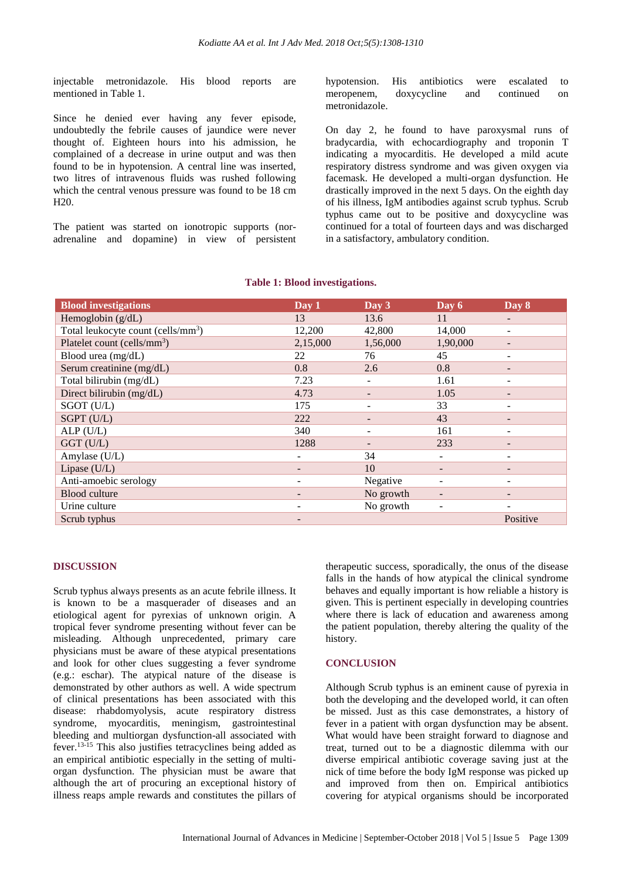injectable metronidazole. His blood reports are mentioned in Table 1.

Since he denied ever having any fever episode, undoubtedly the febrile causes of jaundice were never thought of. Eighteen hours into his admission, he complained of a decrease in urine output and was then found to be in hypotension. A central line was inserted, two litres of intravenous fluids was rushed following which the central venous pressure was found to be 18 cm H20.

The patient was started on ionotropic supports (nor-adrenaline and dopamine) in view of persistent hypotension. His antibiotics were escalated to meropenem, doxycycline and continued on metronidazole.

On day 2, he found to have paroxysmal runs of bradycardia, with echocardiography and troponin T indicating a myocarditis. He developed a mild acute respiratory distress syndrome and was given oxygen via facemask. He developed a multi-organ dysfunction. He drastically improved in the next 5 days. On the eighth day of his illness, IgM antibodies against scrub typhus. Scrub typhus came out to be positive and doxycycline was continued for a total of fourteen days and was discharged in a satisfactory, ambulatory condition.

**Table 1: Blood investigations.**

| Blood investigations | Day 1 | Day 3 | Day 6 | Day 8 |
|---|---|---|---|---|
| Hemoglobin (g/dL) | 13 | 13.6 | 11 | - |
| Total leukocyte count (cells/mm$^3$) | 12,200 | 42,800 | 14,000 | - |
| Platelet count (cells/mm$^3$) | 2,15,000 | 1,56,000 | 1,90,000 | - |
| Blood urea (mg/dL) | 22 | 76 | 45 | - |
| Serum creatinine (mg/dL) | 0.8 | 2.6 | 0.8 | - |
| Total bilirubin (mg/dL) | 7.23 | - | 1.61 | - |
| Direct bilirubin (mg/dL) | 4.73 | - | 1.05 | - |
| SGOT (U/L) | 175 | - | 33 | - |
| SGPT (U/L) | 222 | - | 43 | - |
| ALP (U/L) | 340 | - | 161 | - |
| GGT (U/L) | 1288 | - | 233 | - |
| Amylase (U/L) | - | 34 | - | - |
| Lipase (U/L) | - | 10 | - | - |
| Anti-amoebic serology | - | Negative | - | - |
| Blood culture | - | No growth | - | - |
| Urine culture | - | No growth | - | - |
| Scrub typhus | - | | | Positive |

## DISCUSSION

Scrub typhus always presents as an acute febrile illness. It is known to be a masquerader of diseases and an etiological agent for pyrexias of unknown origin. A tropical fever syndrome presenting without fever can be misleading. Although unprecedented, primary care physicians must be aware of these atypical presentations and look for other clues suggesting a fever syndrome (e.g.: eschar). The atypical nature of the disease is demonstrated by other authors as well. A wide spectrum of clinical presentations has been associated with this disease: rhabdomyolysis, acute respiratory distress syndrome, myocarditis, meningism, gastrointestinal bleeding and multiorgan dysfunction-all associated with fever.[13-15] This also justifies tetracyclines being added as an empirical antibiotic especially in the setting of multi-organ dysfunction. The physician must be aware that although the art of procuring an exceptional history of illness reaps ample rewards and constitutes the pillars of therapeutic success, sporadically, the onus of the disease falls in the hands of how atypical the clinical syndrome behaves and equally important is how reliable a history is given. This is pertinent especially in developing countries where there is lack of education and awareness among the patient population, thereby altering the quality of the history.

## CONCLUSION

Although Scrub typhus is an eminent cause of pyrexia in both the developing and the developed world, it can often be missed. Just as this case demonstrates, a history of fever in a patient with organ dysfunction may be absent. What would have been straight forward to diagnose and treat, turned out to be a diagnostic dilemma with our diverse empirical antibiotic coverage saving just at the nick of time before the body IgM response was picked up and improved from then on. Empirical antibiotics covering for atypical organisms should be incorporated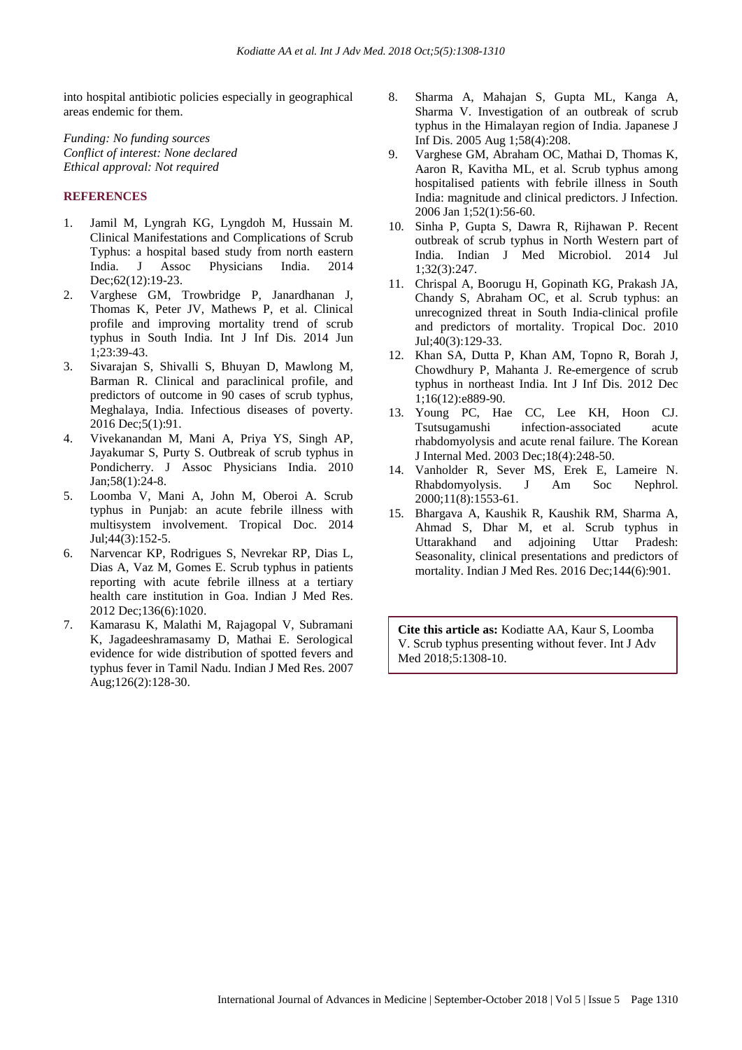into hospital antibiotic policies especially in geographical areas endemic for them.

*Funding: No funding sources*
*Conflict of interest: None declared*
*Ethical approval: Not required*

## REFERENCES

1. Jamil M, Lyngrah KG, Lyngdoh M, Hussain M. Clinical Manifestations and Complications of Scrub Typhus: a hospital based study from north eastern India. J Assoc Physicians India. 2014 Dec;62(12):19-23.
2. Varghese GM, Trowbridge P, Janardhanan J, Thomas K, Peter JV, Mathews P, et al. Clinical profile and improving mortality trend of scrub typhus in South India. Int J Inf Dis. 2014 Jun 1;23:39-43.
3. Sivarajan S, Shivalli S, Bhuyan D, Mawlong M, Barman R. Clinical and paraclinical profile, and predictors of outcome in 90 cases of scrub typhus, Meghalaya, India. Infectious diseases of poverty. 2016 Dec;5(1):91.
4. Vivekanandan M, Mani A, Priya YS, Singh AP, Jayakumar S, Purty S. Outbreak of scrub typhus in Pondicherry. J Assoc Physicians India. 2010 Jan;58(1):24-8.
5. Loomba V, Mani A, John M, Oberoi A. Scrub typhus in Punjab: an acute febrile illness with multisystem involvement. Tropical Doc. 2014 Jul;44(3):152-5.
6. Narvencar KP, Rodrigues S, Nevrekar RP, Dias L, Dias A, Vaz M, Gomes E. Scrub typhus in patients reporting with acute febrile illness at a tertiary health care institution in Goa. Indian J Med Res. 2012 Dec;136(6):1020.
7. Kamarasu K, Malathi M, Rajagopal V, Subramani K, Jagadeeshramasamy D, Mathai E. Serological evidence for wide distribution of spotted fevers and typhus fever in Tamil Nadu. Indian J Med Res. 2007 Aug;126(2):128-30.
8. Sharma A, Mahajan S, Gupta ML, Kanga A, Sharma V. Investigation of an outbreak of scrub typhus in the Himalayan region of India. Japanese J Inf Dis. 2005 Aug 1;58(4):208.
9. Varghese GM, Abraham OC, Mathai D, Thomas K, Aaron R, Kavitha ML, et al. Scrub typhus among hospitalised patients with febrile illness in South India: magnitude and clinical predictors. J Infection. 2006 Jan 1;52(1):56-60.
10. Sinha P, Gupta S, Dawra R, Rijhawan P. Recent outbreak of scrub typhus in North Western part of India. Indian J Med Microbiol. 2014 Jul 1;32(3):247.
11. Chrispal A, Boorugu H, Gopinath KG, Prakash JA, Chandy S, Abraham OC, et al. Scrub typhus: an unrecognized threat in South India-clinical profile and predictors of mortality. Tropical Doc. 2010 Jul;40(3):129-33.
12. Khan SA, Dutta P, Khan AM, Topno R, Borah J, Chowdhury P, Mahanta J. Re-emergence of scrub typhus in northeast India. Int J Inf Dis. 2012 Dec 1;16(12):e889-90.
13. Young PC, Hae CC, Lee KH, Hoon CJ. Tsutsugamushi infection-associated acute rhabdomyolysis and acute renal failure. The Korean J Internal Med. 2003 Dec;18(4):248-50.
14. Vanholder R, Sever MS, Erek E, Lameire N. Rhabdomyolysis. J Am Soc Nephrol. 2000;11(8):1553-61.
15. Bhargava A, Kaushik R, Kaushik RM, Sharma A, Ahmad S, Dhar M, et al. Scrub typhus in Uttarakhand and adjoining Uttar Pradesh: Seasonality, clinical presentations and predictors of mortality. Indian J Med Res. 2016 Dec;144(6):901.

**Cite this article as:** Kodiatte AA, Kaur S, Loomba V. Scrub typhus presenting without fever. Int J Adv Med 2018;5:1308-10.